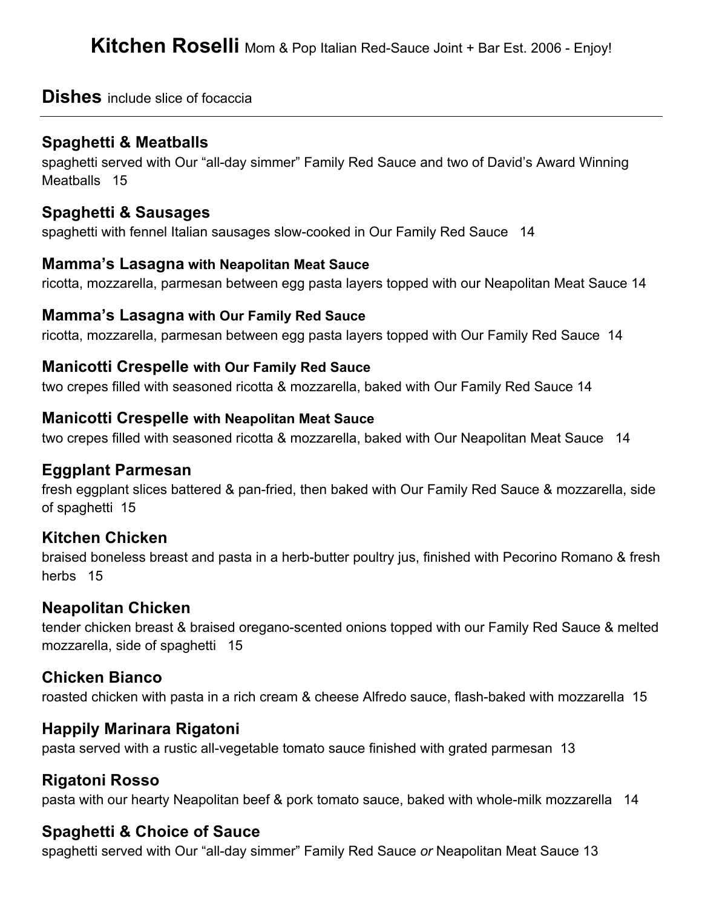# **Kitchen Roselli** Mom & Pop Italian Red-Sauce Joint + Bar Est. 2006 - Enjoy!

## **Dishes** include slice of focaccia

---

### Spaghetti & Meatballs

spaghetti served with Our "all-day simmer" Family Red Sauce and two of David's Award Winning Meatballs 15

### Spaghetti & Sausages

spaghetti with fennel Italian sausages slow-cooked in Our Family Red Sauce 14

### Mamma's Lasagna with Neapolitan Meat Sauce

ricotta, mozzarella, parmesan between egg pasta layers topped with our Neapolitan Meat Sauce 14

### Mamma's Lasagna with Our Family Red Sauce

ricotta, mozzarella, parmesan between egg pasta layers topped with Our Family Red Sauce 14

### Manicotti Crespelle with Our Family Red Sauce

two crepes filled with seasoned ricotta & mozzarella, baked with Our Family Red Sauce 14

### Manicotti Crespelle with Neapolitan Meat Sauce

two crepes filled with seasoned ricotta & mozzarella, baked with Our Neapolitan Meat Sauce 14

### Eggplant Parmesan

fresh eggplant slices battered & pan-fried, then baked with Our Family Red Sauce & mozzarella, side of spaghetti 15

### Kitchen Chicken

braised boneless breast and pasta in a herb-butter poultry jus, finished with Pecorino Romano & fresh herbs 15

### Neapolitan Chicken

tender chicken breast & braised oregano-scented onions topped with our Family Red Sauce & melted mozzarella, side of spaghetti 15

### Chicken Bianco

roasted chicken with pasta in a rich cream & cheese Alfredo sauce, flash-baked with mozzarella 15

### Happily Marinara Rigatoni

pasta served with a rustic all-vegetable tomato sauce finished with grated parmesan 13

### Rigatoni Rosso

pasta with our hearty Neapolitan beef & pork tomato sauce, baked with whole-milk mozzarella 14

### Spaghetti & Choice of Sauce

spaghetti served with Our "all-day simmer" Family Red Sauce *or* Neapolitan Meat Sauce 13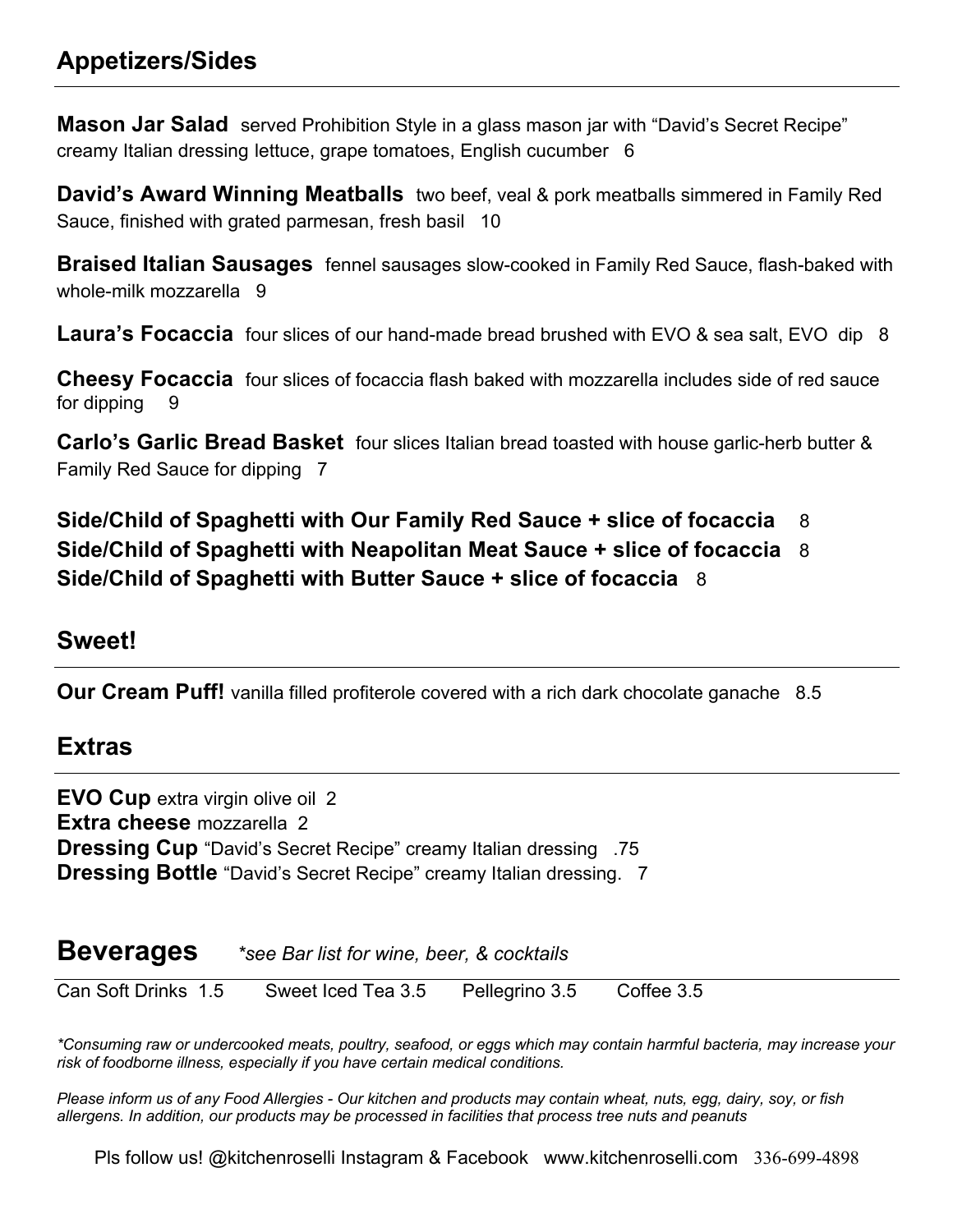## Appetizers/Sides

**Mason Jar Salad** served Prohibition Style in a glass mason jar with "David's Secret Recipe" creamy Italian dressing lettuce, grape tomatoes, English cucumber 6

**David's Award Winning Meatballs** two beef, veal & pork meatballs simmered in Family Red Sauce, finished with grated parmesan, fresh basil 10

**Braised Italian Sausages** fennel sausages slow-cooked in Family Red Sauce, flash-baked with whole-milk mozzarella 9

**Laura's Focaccia** four slices of our hand-made bread brushed with EVO & sea salt, EVO dip 8

**Cheesy Focaccia** four slices of focaccia flash baked with mozzarella includes side of red sauce for dipping 9

**Carlo's Garlic Bread Basket** four slices Italian bread toasted with house garlic-herb butter & Family Red Sauce for dipping 7

**Side/Child of Spaghetti with Our Family Red Sauce + slice of focaccia** 8
**Side/Child of Spaghetti with Neapolitan Meat Sauce + slice of focaccia** 8
**Side/Child of Spaghetti with Butter Sauce + slice of focaccia** 8

## Sweet!

**Our Cream Puff!** vanilla filled profiterole covered with a rich dark chocolate ganache 8.5

## Extras

**EVO Cup** extra virgin olive oil 2
**Extra cheese** mozzarella 2
**Dressing Cup** "David's Secret Recipe" creamy Italian dressing .75
**Dressing Bottle** "David's Secret Recipe" creamy Italian dressing. 7

## Beverages *\*see Bar list for wine, beer, & cocktails*

Can Soft Drinks 1.5 Sweet Iced Tea 3.5 Pellegrino 3.5 Coffee 3.5

*\*Consuming raw or undercooked meats, poultry, seafood, or eggs which may contain harmful bacteria, may increase your risk of foodborne illness, especially if you have certain medical conditions.*

*Please inform us of any Food Allergies - Our kitchen and products may contain wheat, nuts, egg, dairy, soy, or fish allergens. In addition, our products may be processed in facilities that process tree nuts and peanuts*

Pls follow us! @kitchenroselli Instagram & Facebook www.kitchenroselli.com 336-699-4898